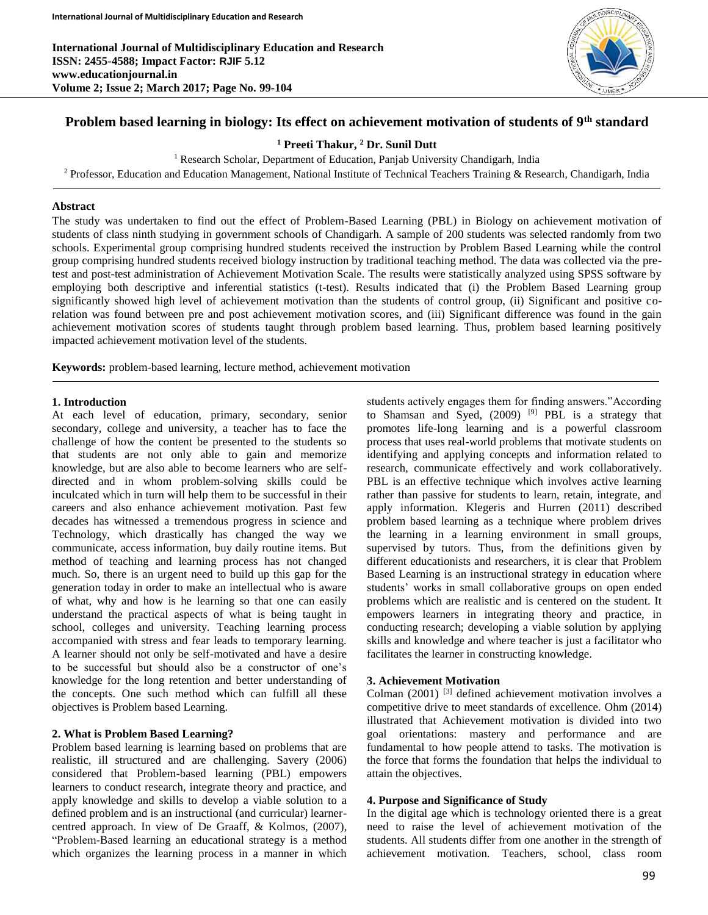# Problem based learning in biology: Its effect on achievement motivation of students of 9th standard

[1] Preeti Thakur, [2] Dr. Sunil Dutt

[1] Research Scholar, Department of Education, Panjab University Chandigarh, India

[2] Professor, Education and Education Management, National Institute of Technical Teachers Training & Research, Chandigarh, India

## Abstract

The study was undertaken to find out the effect of Problem-Based Learning (PBL) in Biology on achievement motivation of students of class ninth studying in government schools of Chandigarh. A sample of 200 students was selected randomly from two schools. Experimental group comprising hundred students received the instruction by Problem Based Learning while the control group comprising hundred students received biology instruction by traditional teaching method. The data was collected via the pre-test and post-test administration of Achievement Motivation Scale. The results were statistically analyzed using SPSS software by employing both descriptive and inferential statistics (t-test). Results indicated that (i) the Problem Based Learning group significantly showed high level of achievement motivation than the students of control group, (ii) Significant and positive co-relation was found between pre and post achievement motivation scores, and (iii) Significant difference was found in the gain achievement motivation scores of students taught through problem based learning. Thus, problem based learning positively impacted achievement motivation level of the students.

**Keywords:** problem-based learning, lecture method, achievement motivation

## 1. Introduction

At each level of education, primary, secondary, senior secondary, college and university, a teacher has to face the challenge of how the content be presented to the students so that students are not only able to gain and memorize knowledge, but are also able to become learners who are self-directed and in whom problem-solving skills could be inculcated which in turn will help them to be successful in their careers and also enhance achievement motivation. Past few decades has witnessed a tremendous progress in science and Technology, which drastically has changed the way we communicate, access information, buy daily routine items. But method of teaching and learning process has not changed much. So, there is an urgent need to build up this gap for the generation today in order to make an intellectual who is aware of what, why and how is he learning so that one can easily understand the practical aspects of what is being taught in school, colleges and university. Teaching learning process accompanied with stress and fear leads to temporary learning. A learner should not only be self-motivated and have a desire to be successful but should also be a constructor of one's knowledge for the long retention and better understanding of the concepts. One such method which can fulfill all these objectives is Problem based Learning.

## 2. What is Problem Based Learning?

Problem based learning is learning based on problems that are realistic, ill structured and are challenging. Savery (2006) considered that Problem-based learning (PBL) empowers learners to conduct research, integrate theory and practice, and apply knowledge and skills to develop a viable solution to a defined problem and is an instructional (and curricular) learner-centred approach. In view of De Graaff, & Kolmos, (2007), "Problem-Based learning an educational strategy is a method which organizes the learning process in a manner in which students actively engages them for finding answers."According to Shamsan and Syed, (2009) [9] PBL is a strategy that promotes life-long learning and is a powerful classroom process that uses real-world problems that motivate students on identifying and applying concepts and information related to research, communicate effectively and work collaboratively. PBL is an effective technique which involves active learning rather than passive for students to learn, retain, integrate, and apply information. Klegeris and Hurren (2011) described problem based learning as a technique where problem drives the learning in a learning environment in small groups, supervised by tutors. Thus, from the definitions given by different educationists and researchers, it is clear that Problem Based Learning is an instructional strategy in education where students' works in small collaborative groups on open ended problems which are realistic and is centered on the student. It empowers learners in integrating theory and practice, in conducting research; developing a viable solution by applying skills and knowledge and where teacher is just a facilitator who facilitates the learner in constructing knowledge.

## 3. Achievement Motivation

Colman (2001) [3] defined achievement motivation involves a competitive drive to meet standards of excellence. Ohm (2014) illustrated that Achievement motivation is divided into two goal orientations: mastery and performance and are fundamental to how people attend to tasks. The motivation is the force that forms the foundation that helps the individual to attain the objectives.

## 4. Purpose and Significance of Study

In the digital age which is technology oriented there is a great need to raise the level of achievement motivation of the students. All students differ from one another in the strength of achievement motivation. Teachers, school, class room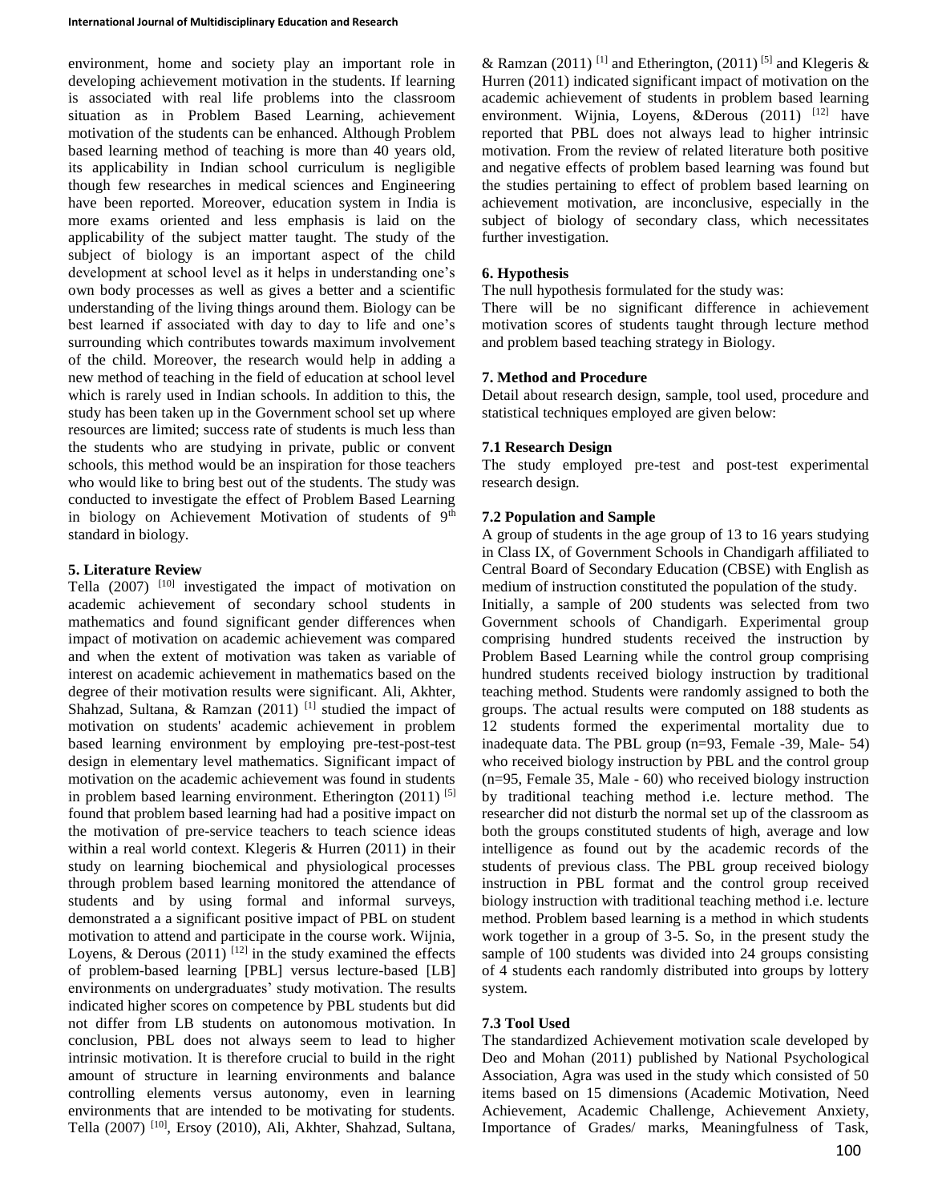environment, home and society play an important role in developing achievement motivation in the students. If learning is associated with real life problems into the classroom situation as in Problem Based Learning, achievement motivation of the students can be enhanced. Although Problem based learning method of teaching is more than 40 years old, its applicability in Indian school curriculum is negligible though few researches in medical sciences and Engineering have been reported. Moreover, education system in India is more exams oriented and less emphasis is laid on the applicability of the subject matter taught. The study of the subject of biology is an important aspect of the child development at school level as it helps in understanding one's own body processes as well as gives a better and a scientific understanding of the living things around them. Biology can be best learned if associated with day to day to life and one's surrounding which contributes towards maximum involvement of the child. Moreover, the research would help in adding a new method of teaching in the field of education at school level which is rarely used in Indian schools. In addition to this, the study has been taken up in the Government school set up where resources are limited; success rate of students is much less than the students who are studying in private, public or convent schools, this method would be an inspiration for those teachers who would like to bring best out of the students. The study was conducted to investigate the effect of Problem Based Learning in biology on Achievement Motivation of students of 9th standard in biology.

## 5. Literature Review

Tella (2007) [10] investigated the impact of motivation on academic achievement of secondary school students in mathematics and found significant gender differences when impact of motivation on academic achievement was compared and when the extent of motivation was taken as variable of interest on academic achievement in mathematics based on the degree of their motivation results were significant. Ali, Akhter, Shahzad, Sultana, & Ramzan (2011) [1] studied the impact of motivation on students' academic achievement in problem based learning environment by employing pre-test-post-test design in elementary level mathematics. Significant impact of motivation on the academic achievement was found in students in problem based learning environment. Etherington (2011) [5] found that problem based learning had had a positive impact on the motivation of pre-service teachers to teach science ideas within a real world context. Klegeris & Hurren (2011) in their study on learning biochemical and physiological processes through problem based learning monitored the attendance of students and by using formal and informal surveys, demonstrated a a significant positive impact of PBL on student motivation to attend and participate in the course work. Wijnia, Loyens, & Derous (2011) [12] in the study examined the effects of problem-based learning [PBL] versus lecture-based [LB] environments on undergraduates' study motivation. The results indicated higher scores on competence by PBL students but did not differ from LB students on autonomous motivation. In conclusion, PBL does not always seem to lead to higher intrinsic motivation. It is therefore crucial to build in the right amount of structure in learning environments and balance controlling elements versus autonomy, even in learning environments that are intended to be motivating for students. Tella (2007) [10], Ersoy (2010), Ali, Akhter, Shahzad, Sultana, & Ramzan (2011) [1] and Etherington, (2011) [5] and Klegeris & Hurren (2011) indicated significant impact of motivation on the academic achievement of students in problem based learning environment. Wijnia, Loyens, &Derous (2011) [12] have reported that PBL does not always lead to higher intrinsic motivation. From the review of related literature both positive and negative effects of problem based learning was found but the studies pertaining to effect of problem based learning on achievement motivation, are inconclusive, especially in the subject of biology of secondary class, which necessitates further investigation.

## 6. Hypothesis

The null hypothesis formulated for the study was:

There will be no significant difference in achievement motivation scores of students taught through lecture method and problem based teaching strategy in Biology.

## 7. Method and Procedure

Detail about research design, sample, tool used, procedure and statistical techniques employed are given below:

### 7.1 Research Design

The study employed pre-test and post-test experimental research design.

### 7.2 Population and Sample

A group of students in the age group of 13 to 16 years studying in Class IX, of Government Schools in Chandigarh affiliated to Central Board of Secondary Education (CBSE) with English as medium of instruction constituted the population of the study.

Initially, a sample of 200 students was selected from two Government schools of Chandigarh. Experimental group comprising hundred students received the instruction by Problem Based Learning while the control group comprising hundred students received biology instruction by traditional teaching method. Students were randomly assigned to both the groups. The actual results were computed on 188 students as 12 students formed the experimental mortality due to inadequate data. The PBL group (n=93, Female -39, Male- 54) who received biology instruction by PBL and the control group (n=95, Female 35, Male - 60) who received biology instruction by traditional teaching method i.e. lecture method. The researcher did not disturb the normal set up of the classroom as both the groups constituted students of high, average and low intelligence as found out by the academic records of the students of previous class. The PBL group received biology instruction in PBL format and the control group received biology instruction with traditional teaching method i.e. lecture method. Problem based learning is a method in which students work together in a group of 3-5. So, in the present study the sample of 100 students was divided into 24 groups consisting of 4 students each randomly distributed into groups by lottery system.

### 7.3 Tool Used

The standardized Achievement motivation scale developed by Deo and Mohan (2011) published by National Psychological Association, Agra was used in the study which consisted of 50 items based on 15 dimensions (Academic Motivation, Need Achievement, Academic Challenge, Achievement Anxiety, Importance of Grades/ marks, Meaningfulness of Task,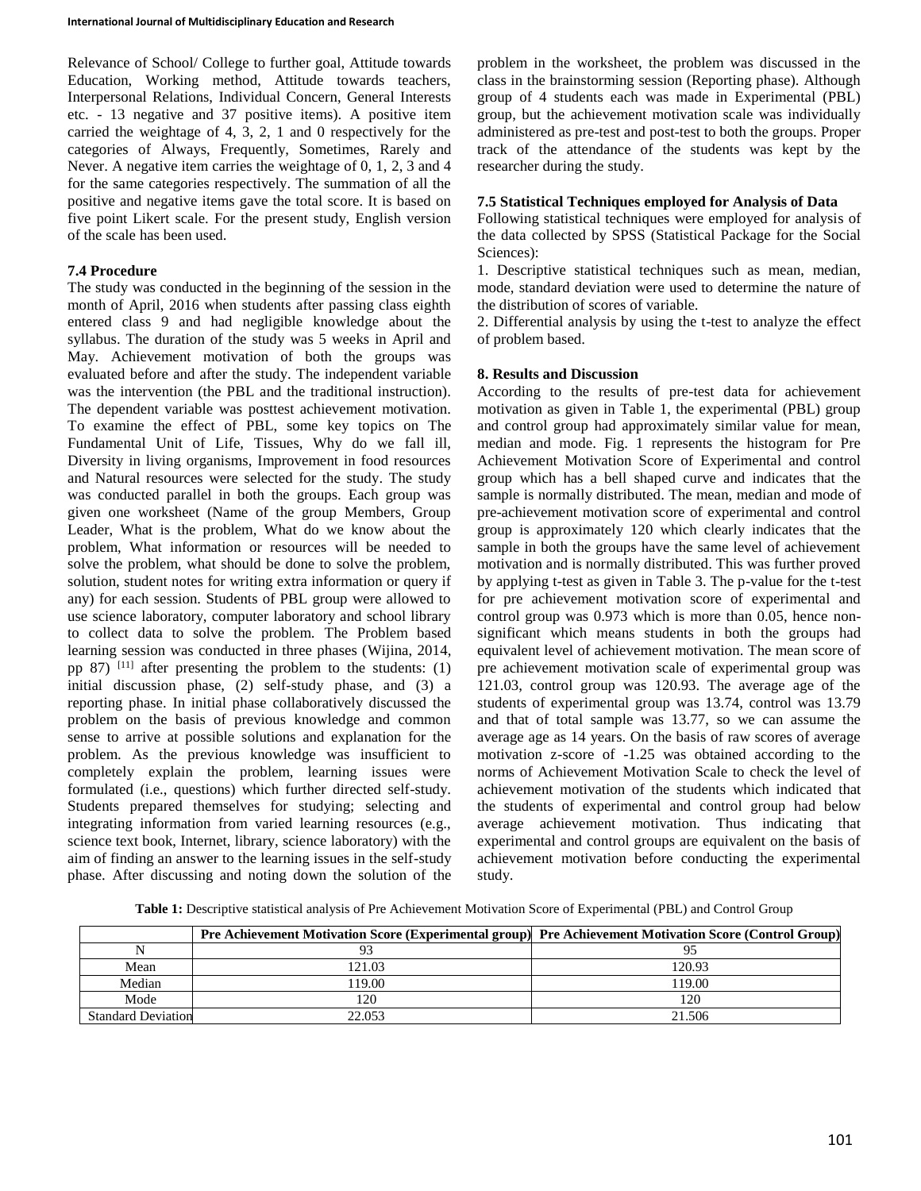Relevance of School/ College to further goal, Attitude towards Education, Working method, Attitude towards teachers, Interpersonal Relations, Individual Concern, General Interests etc. - 13 negative and 37 positive items). A positive item carried the weightage of 4, 3, 2, 1 and 0 respectively for the categories of Always, Frequently, Sometimes, Rarely and Never. A negative item carries the weightage of 0, 1, 2, 3 and 4 for the same categories respectively. The summation of all the positive and negative items gave the total score. It is based on five point Likert scale. For the present study, English version of the scale has been used.

### 7.4 Procedure

The study was conducted in the beginning of the session in the month of April, 2016 when students after passing class eighth entered class 9 and had negligible knowledge about the syllabus. The duration of the study was 5 weeks in April and May. Achievement motivation of both the groups was evaluated before and after the study. The independent variable was the intervention (the PBL and the traditional instruction). The dependent variable was posttest achievement motivation. To examine the effect of PBL, some key topics on The Fundamental Unit of Life, Tissues, Why do we fall ill, Diversity in living organisms, Improvement in food resources and Natural resources were selected for the study. The study was conducted parallel in both the groups. Each group was given one worksheet (Name of the group Members, Group Leader, What is the problem, What do we know about the problem, What information or resources will be needed to solve the problem, what should be done to solve the problem, solution, student notes for writing extra information or query if any) for each session. Students of PBL group were allowed to use science laboratory, computer laboratory and school library to collect data to solve the problem. The Problem based learning session was conducted in three phases (Wijina, 2014, pp 87) [11] after presenting the problem to the students: (1) initial discussion phase, (2) self-study phase, and (3) a reporting phase. In initial phase collaboratively discussed the problem on the basis of previous knowledge and common sense to arrive at possible solutions and explanation for the problem. As the previous knowledge was insufficient to completely explain the problem, learning issues were formulated (i.e., questions) which further directed self-study. Students prepared themselves for studying; selecting and integrating information from varied learning resources (e.g., science text book, Internet, library, science laboratory) with the aim of finding an answer to the learning issues in the self-study phase. After discussing and noting down the solution of the problem in the worksheet, the problem was discussed in the class in the brainstorming session (Reporting phase). Although group of 4 students each was made in Experimental (PBL) group, but the achievement motivation scale was individually administered as pre-test and post-test to both the groups. Proper track of the attendance of the students was kept by the researcher during the study.

### 7.5 Statistical Techniques employed for Analysis of Data

Following statistical techniques were employed for analysis of the data collected by SPSS (Statistical Package for the Social Sciences):

1. Descriptive statistical techniques such as mean, median, mode, standard deviation were used to determine the nature of the distribution of scores of variable.
2. Differential analysis by using the t-test to analyze the effect of problem based.

## 8. Results and Discussion

According to the results of pre-test data for achievement motivation as given in Table 1, the experimental (PBL) group and control group had approximately similar value for mean, median and mode. Fig. 1 represents the histogram for Pre Achievement Motivation Score of Experimental and control group which has a bell shaped curve and indicates that the sample is normally distributed. The mean, median and mode of pre-achievement motivation score of experimental and control group is approximately 120 which clearly indicates that the sample in both the groups have the same level of achievement motivation and is normally distributed. This was further proved by applying t-test as given in Table 3. The p-value for the t-test for pre achievement motivation score of experimental and control group was 0.973 which is more than 0.05, hence non-significant which means students in both the groups had equivalent level of achievement motivation. The mean score of pre achievement motivation scale of experimental group was 121.03, control group was 120.93. The average age of the students of experimental group was 13.74, control was 13.79 and that of total sample was 13.77, so we can assume the average age as 14 years. On the basis of raw scores of average motivation z-score of -1.25 was obtained according to the norms of Achievement Motivation Scale to check the level of achievement motivation of the students which indicated that the students of experimental and control group had below average achievement motivation. Thus indicating that experimental and control groups are equivalent on the basis of achievement motivation before conducting the experimental study.

**Table 1:** Descriptive statistical analysis of Pre Achievement Motivation Score of Experimental (PBL) and Control Group

| | Pre Achievement Motivation Score (Experimental group) | Pre Achievement Motivation Score (Control Group) |
|---|---|---|
| N | 93 | 95 |
| Mean | 121.03 | 120.93 |
| Median | 119.00 | 119.00 |
| Mode | 120 | 120 |
| Standard Deviation | 22.053 | 21.506 |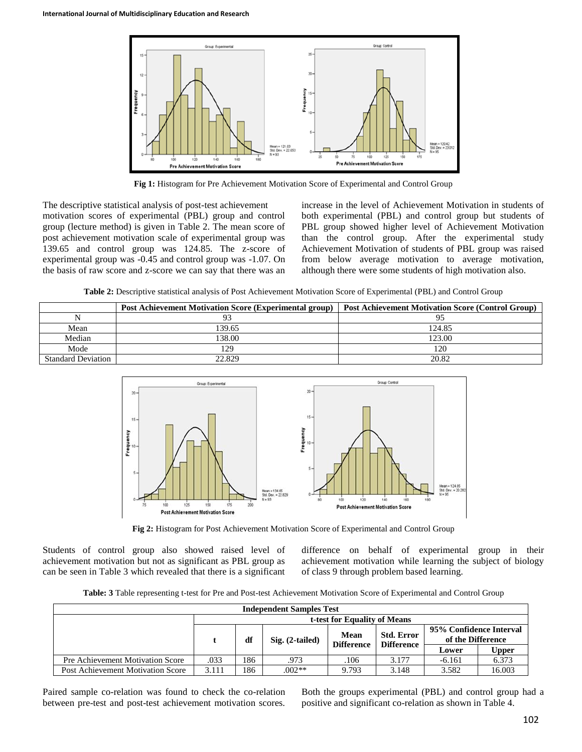Group: Experimental

Group: Control

Frequency

Pre Achievement Motivation Score

Mean = 121.03
Std. Dev. = 22.053
N = 93

Mean = 120.42
Std. Dev. = 23.012
N = 95

**Fig 1:** Histogram for Pre Achievement Motivation Score of Experimental and Control Group

The descriptive statistical analysis of post-test achievement motivation scores of experimental (PBL) group and control group (lecture method) is given in Table 2. The mean score of post achievement motivation scale of experimental group was 139.65 and control group was 124.85. The z-score of experimental group was -0.45 and control group was -1.07. On the basis of raw score and z-score we can say that there was an increase in the level of Achievement Motivation in students of both experimental (PBL) and control group but students of PBL group showed higher level of Achievement Motivation than the control group. After the experimental study Achievement Motivation of students of PBL group was raised from below average motivation to average motivation, although there were some students of high motivation also.

**Table 2:** Descriptive statistical analysis of Post Achievement Motivation Score of Experimental (PBL) and Control Group

| | Post Achievement Motivation Score (Experimental group) | Post Achievement Motivation Score (Control Group) |
|---|---|---|
| N | 93 | 95 |
| Mean | 139.65 | 124.85 |
| Median | 138.00 | 123.00 |
| Mode | 129 | 120 |
| Standard Deviation | 22.829 | 20.82 |

Group: Experimental

Group: Control

Frequency

Post Achievement Motivation Score

Mean = 134.65
Std. Dev. = 22.829
N = 93

Mean = 124.85
Std. Dev. = 20.282
N = 95

**Fig 2:** Histogram for Post Achievement Motivation Score of Experimental and Control Group

Students of control group also showed raised level of achievement motivation but not as significant as PBL group as can be seen in Table 3 which revealed that there is a significant difference on behalf of experimental group in their achievement motivation while learning the subject of biology of class 9 through problem based learning.

**Table: 3** Table representing t-test for Pre and Post-test Achievement Motivation Score of Experimental and Control Group

| Independent Samples Test | | | | | | | |
|---|---|---|---|---|---|---|---|
| | t-test for Equality of Means | | | | | | |
| | t | df | Sig. (2-tailed) | Mean Difference | Std. Error Difference | 95% Confidence Interval of the Difference | |
| | | | | | | Lower | Upper |
| Pre Achievement Motivation Score | .033 | 186 | .973 | .106 | 3.177 | -6.161 | 6.373 |
| Post Achievement Motivation Score | 3.111 | 186 | .002** | 9.793 | 3.148 | 3.582 | 16.003 |

Paired sample co-relation was found to check the co-relation between pre-test and post-test achievement motivation scores. Both the groups experimental (PBL) and control group had a positive and significant co-relation as shown in Table 4.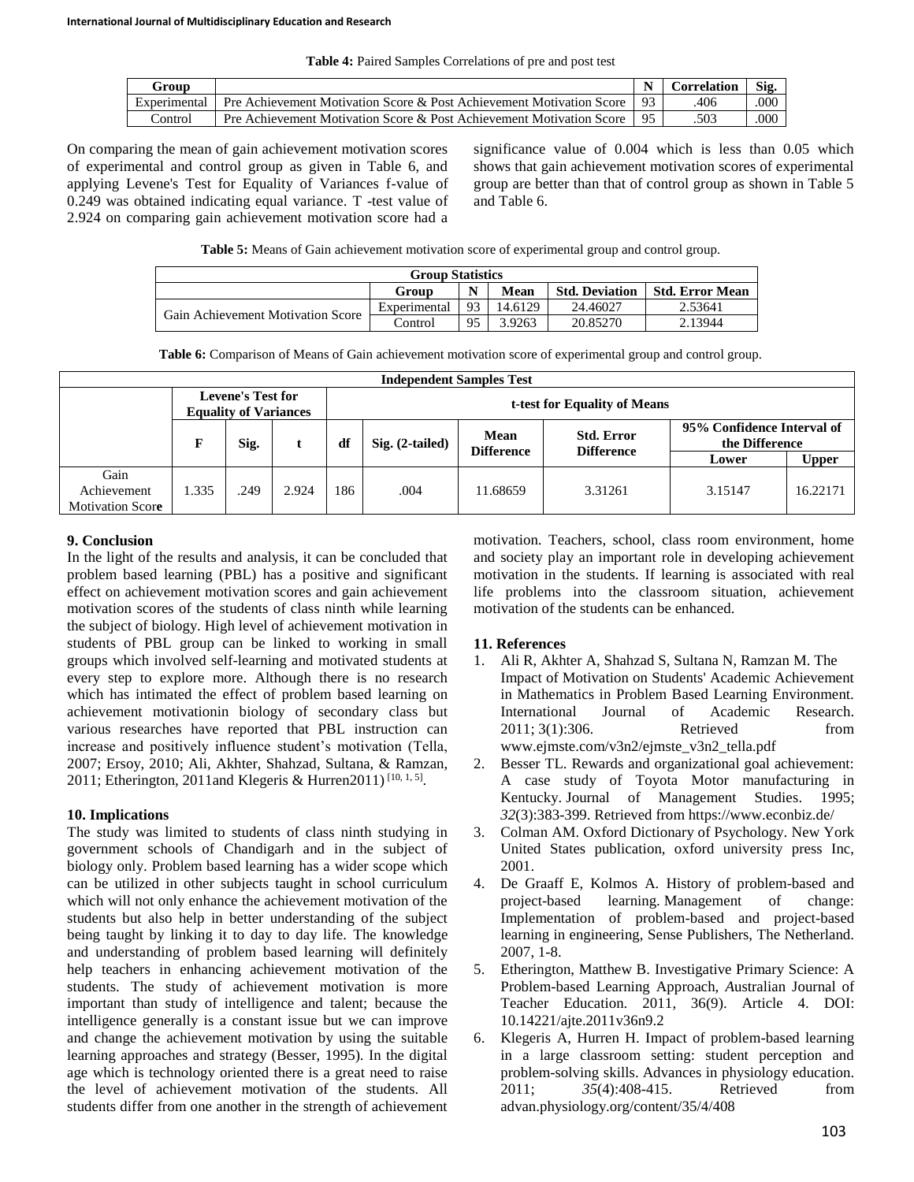**Table 4:** Paired Samples Correlations of pre and post test

| Group | | N | Correlation | Sig. |
|---|---|---|---|---|
| Experimental | Pre Achievement Motivation Score & Post Achievement Motivation Score | 93 | .406 | .000 |
| Control | Pre Achievement Motivation Score & Post Achievement Motivation Score | 95 | .503 | .000 |

On comparing the mean of gain achievement motivation scores of experimental and control group as given in Table 6, and applying Levene's Test for Equality of Variances f-value of 0.249 was obtained indicating equal variance. T -test value of 2.924 on comparing gain achievement motivation score had a significance value of 0.004 which is less than 0.05 which shows that gain achievement motivation scores of experimental group are better than that of control group as shown in Table 5 and Table 6.

**Table 5:** Means of Gain achievement motivation score of experimental group and control group.

| Group Statistics | | | | | |
|---|---|---|---|---|---|
| | Group | N | Mean | Std. Deviation | Std. Error Mean |
| Gain Achievement Motivation Score | Experimental | 93 | 14.6129 | 24.46027 | 2.53641 |
| | Control | 95 | 3.9263 | 20.85270 | 2.13944 |

**Table 6:** Comparison of Means of Gain achievement motivation score of experimental group and control group.

| Independent Samples Test | | | | | | | | | |
|---|---|---|---|---|---|---|---|---|---|
| | Levene's Test for Equality of Variances | | | t-test for Equality of Means | | | | | |
| | F | Sig. | t | df | Sig. (2-tailed) | Mean Difference | Std. Error Difference | 95% Confidence Interval of the Difference | |
| | | | | | | | | Lower | Upper |
| Gain Achievement Motivation Score | 1.335 | .249 | 2.924 | 186 | .004 | 11.68659 | 3.31261 | 3.15147 | 16.22171 |

## 9. Conclusion

In the light of the results and analysis, it can be concluded that problem based learning (PBL) has a positive and significant effect on achievement motivation scores and gain achievement motivation scores of the students of class ninth while learning the subject of biology. High level of achievement motivation in students of PBL group can be linked to working in small groups which involved self-learning and motivated students at every step to explore more. Although there is no research which has intimated the effect of problem based learning on achievement motivationin biology of secondary class but various researches have reported that PBL instruction can increase and positively influence student's motivation (Tella, 2007; Ersoy, 2010; Ali, Akhter, Shahzad, Sultana, & Ramzan, 2011; Etherington, 2011and Klegeris & Hurren2011) [10, 1, 5].

## 10. Implications

The study was limited to students of class ninth studying in government schools of Chandigarh and in the subject of biology only. Problem based learning has a wider scope which can be utilized in other subjects taught in school curriculum which will not only enhance the achievement motivation of the students but also help in better understanding of the subject being taught by linking it to day to day life. The knowledge and understanding of problem based learning will definitely help teachers in enhancing achievement motivation of the students. The study of achievement motivation is more important than study of intelligence and talent; because the intelligence generally is a constant issue but we can improve and change the achievement motivation by using the suitable learning approaches and strategy (Besser, 1995). In the digital age which is technology oriented there is a great need to raise the level of achievement motivation of the students. All students differ from one another in the strength of achievement motivation. Teachers, school, class room environment, home and society play an important role in developing achievement motivation in the students. If learning is associated with real life problems into the classroom situation, achievement motivation of the students can be enhanced.

## 11. References

1. Ali R, Akhter A, Shahzad S, Sultana N, Ramzan M. The Impact of Motivation on Students' Academic Achievement in Mathematics in Problem Based Learning Environment. International Journal of Academic Research. 2011; 3(1):306. Retrieved from www.ejmste.com/v3n2/ejmste_v3n2_tella.pdf
2. Besser TL. Rewards and organizational goal achievement: A case study of Toyota Motor manufacturing in Kentucky. Journal of Management Studies. 1995; *32*(3):383-399. Retrieved from https://www.econbiz.de/
3. Colman AM. Oxford Dictionary of Psychology. New York United States publication, oxford university press Inc, 2001.
4. De Graaff E, Kolmos A. History of problem-based and project-based learning. Management of change: Implementation of problem-based and project-based learning in engineering, Sense Publishers, The Netherland. 2007, 1-8.
5. Etherington, Matthew B. Investigative Primary Science: A Problem-based Learning Approach, *A*ustralian Journal of Teacher Education. 2011, 36(9). Article 4. DOI: 10.14221/ajte.2011v36n9.2
6. Klegeris A, Hurren H. Impact of problem-based learning in a large classroom setting: student perception and problem-solving skills. Advances in physiology education. 2011; *35*(4):408-415. Retrieved from advan.physiology.org/content/35/4/408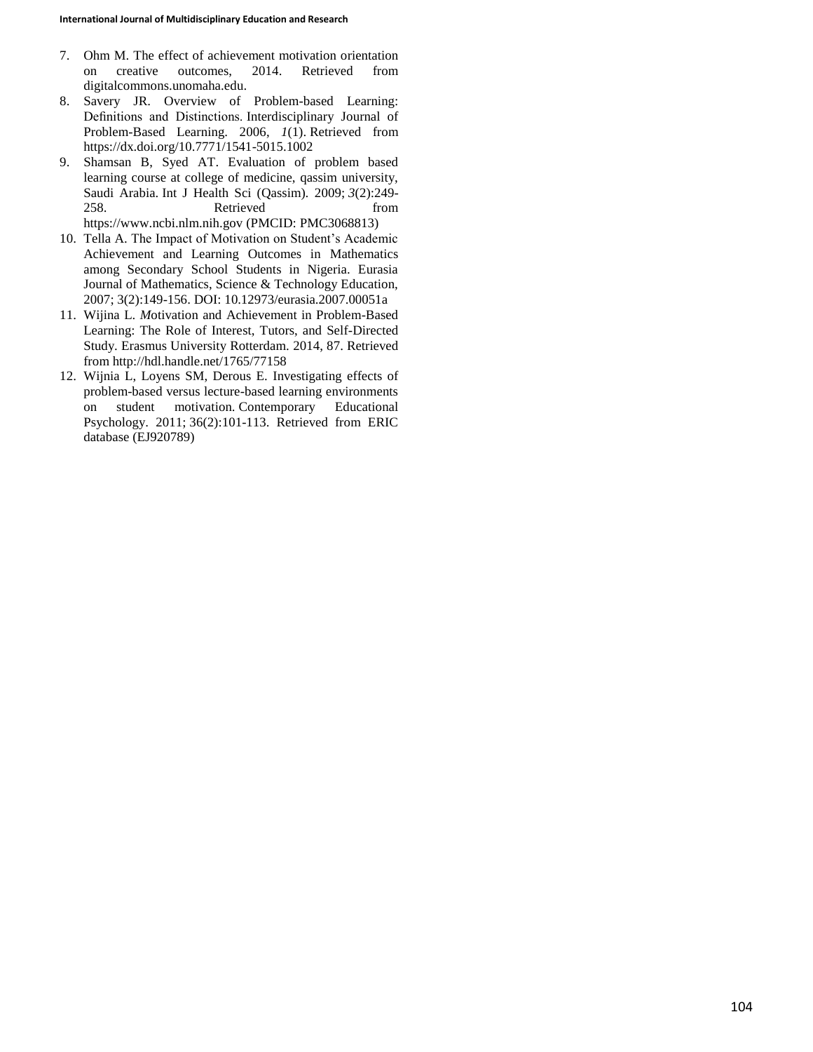7. Ohm M. The effect of achievement motivation orientation on creative outcomes, 2014. Retrieved from digitalcommons.unomaha.edu.
8. Savery JR. Overview of Problem-based Learning: Definitions and Distinctions. Interdisciplinary Journal of Problem-Based Learning. 2006, *1*(1). Retrieved from https://dx.doi.org/10.7771/1541-5015.1002
9. Shamsan B, Syed AT. Evaluation of problem based learning course at college of medicine, qassim university, Saudi Arabia. Int J Health Sci (Qassim). 2009; *3*(2):249-258. Retrieved from https://www.ncbi.nlm.nih.gov (PMCID: PMC3068813)
10. Tella A. The Impact of Motivation on Student's Academic Achievement and Learning Outcomes in Mathematics among Secondary School Students in Nigeria. Eurasia Journal of Mathematics, Science & Technology Education, 2007; 3(2):149-156. DOI: 10.12973/eurasia.2007.00051a
11. Wijina L. *M*otivation and Achievement in Problem-Based Learning: The Role of Interest, Tutors, and Self-Directed Study. Erasmus University Rotterdam. 2014, 87. Retrieved from http://hdl.handle.net/1765/77158
12. Wijnia L, Loyens SM, Derous E. Investigating effects of problem-based versus lecture-based learning environments on student motivation. Contemporary Educational Psychology. 2011; 36(2):101-113. Retrieved from ERIC database (EJ920789)